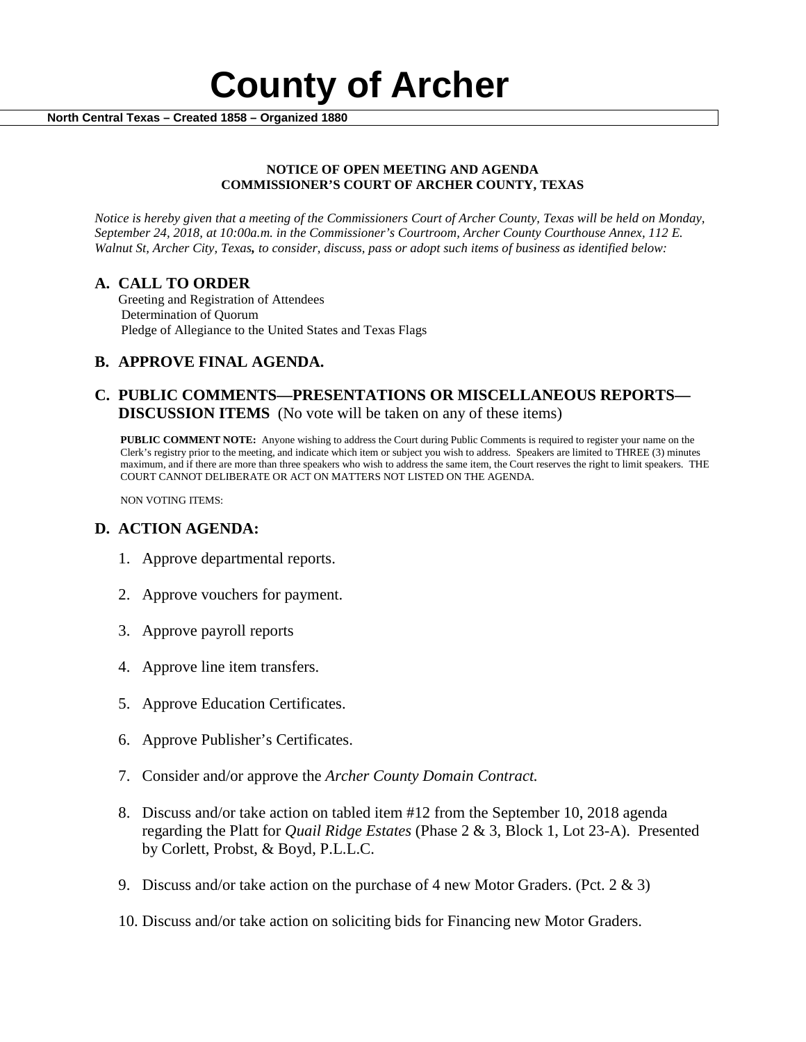# County of Archer

**North Central Texas – Created 1858 – Organized 1880**

**NOTICE OF OPEN MEETING AND AGENDA**
**COMMISSIONER'S COURT OF ARCHER COUNTY, TEXAS**

*Notice is hereby given that a meeting of the Commissioners Court of Archer County, Texas will be held on Monday, September 24, 2018, at 10:00a.m. in the Commissioner's Courtroom, Archer County Courthouse Annex, 112 E. Walnut St, Archer City, Texas, to consider, discuss, pass or adopt such items of business as identified below:*

## A. CALL TO ORDER

Greeting and Registration of Attendees
Determination of Quorum
Pledge of Allegiance to the United States and Texas Flags

## B. APPROVE FINAL AGENDA.

## C. PUBLIC COMMENTS—PRESENTATIONS OR MISCELLANEOUS REPORTS—DISCUSSION ITEMS (No vote will be taken on any of these items)

**PUBLIC COMMENT NOTE:** Anyone wishing to address the Court during Public Comments is required to register your name on the Clerk's registry prior to the meeting, and indicate which item or subject you wish to address. Speakers are limited to THREE (3) minutes maximum, and if there are more than three speakers who wish to address the same item, the Court reserves the right to limit speakers. THE COURT CANNOT DELIBERATE OR ACT ON MATTERS NOT LISTED ON THE AGENDA.

NON VOTING ITEMS:

## D. ACTION AGENDA:

1. Approve departmental reports.
2. Approve vouchers for payment.
3. Approve payroll reports
4. Approve line item transfers.
5. Approve Education Certificates.
6. Approve Publisher's Certificates.
7. Consider and/or approve the *Archer County Domain Contract.*
8. Discuss and/or take action on tabled item #12 from the September 10, 2018 agenda regarding the Platt for *Quail Ridge Estates* (Phase 2 & 3, Block 1, Lot 23-A). Presented by Corlett, Probst, & Boyd, P.L.L.C.
9. Discuss and/or take action on the purchase of 4 new Motor Graders. (Pct. 2 & 3)
10. Discuss and/or take action on soliciting bids for Financing new Motor Graders.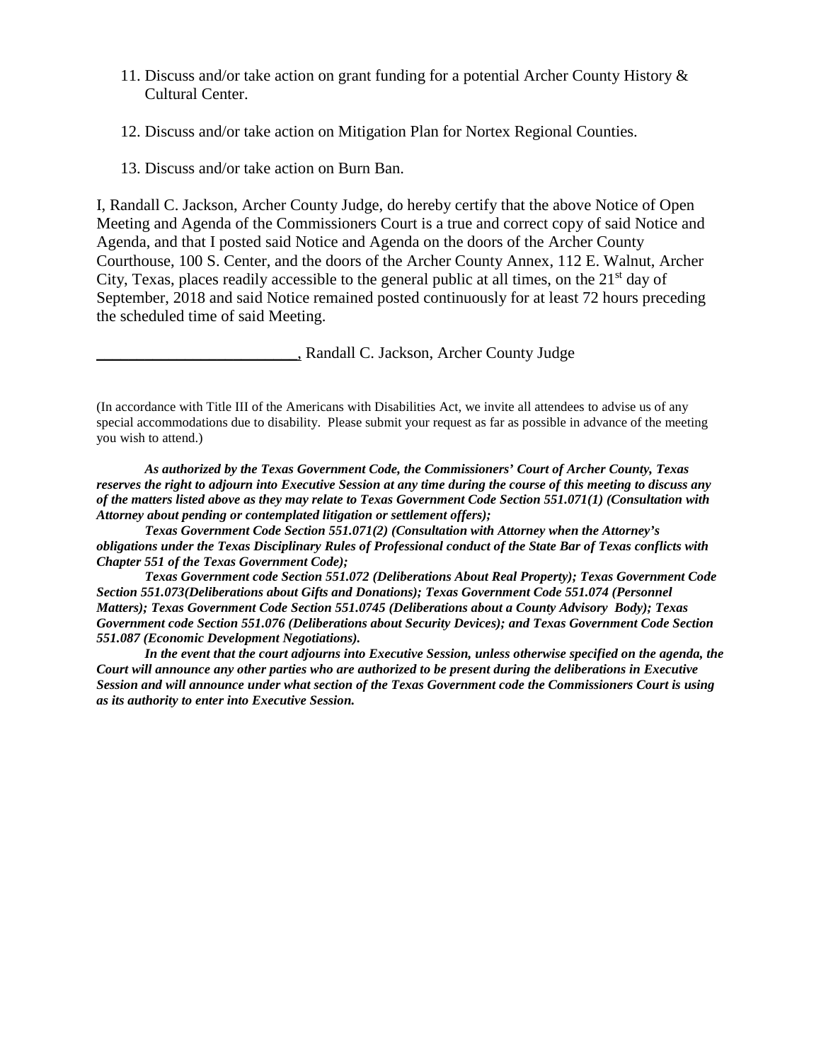11. Discuss and/or take action on grant funding for a potential Archer County History & Cultural Center.

12. Discuss and/or take action on Mitigation Plan for Nortex Regional Counties.

13. Discuss and/or take action on Burn Ban.

I, Randall C. Jackson, Archer County Judge, do hereby certify that the above Notice of Open Meeting and Agenda of the Commissioners Court is a true and correct copy of said Notice and Agenda, and that I posted said Notice and Agenda on the doors of the Archer County Courthouse, 100 S. Center, and the doors of the Archer County Annex, 112 E. Walnut, Archer City, Texas, places readily accessible to the general public at all times, on the 21st day of September, 2018 and said Notice remained posted continuously for at least 72 hours preceding the scheduled time of said Meeting.

\_\_\_\_\_\_\_\_\_\_\_\_\_\_\_\_\_\_\_\_\_\_\_\_\_\_, Randall C. Jackson, Archer County Judge

(In accordance with Title III of the Americans with Disabilities Act, we invite all attendees to advise us of any special accommodations due to disability. Please submit your request as far as possible in advance of the meeting you wish to attend.)

***As authorized by the Texas Government Code, the Commissioners' Court of Archer County, Texas reserves the right to adjourn into Executive Session at any time during the course of this meeting to discuss any of the matters listed above as they may relate to Texas Government Code Section 551.071(1) (Consultation with Attorney about pending or contemplated litigation or settlement offers);***

***Texas Government Code Section 551.071(2) (Consultation with Attorney when the Attorney's obligations under the Texas Disciplinary Rules of Professional conduct of the State Bar of Texas conflicts with Chapter 551 of the Texas Government Code);***

***Texas Government code Section 551.072 (Deliberations About Real Property); Texas Government Code Section 551.073(Deliberations about Gifts and Donations); Texas Government Code 551.074 (Personnel Matters); Texas Government Code Section 551.0745 (Deliberations about a County Advisory Body); Texas Government code Section 551.076 (Deliberations about Security Devices); and Texas Government Code Section 551.087 (Economic Development Negotiations).***

***In the event that the court adjourns into Executive Session, unless otherwise specified on the agenda, the Court will announce any other parties who are authorized to be present during the deliberations in Executive Session and will announce under what section of the Texas Government code the Commissioners Court is using as its authority to enter into Executive Session.***